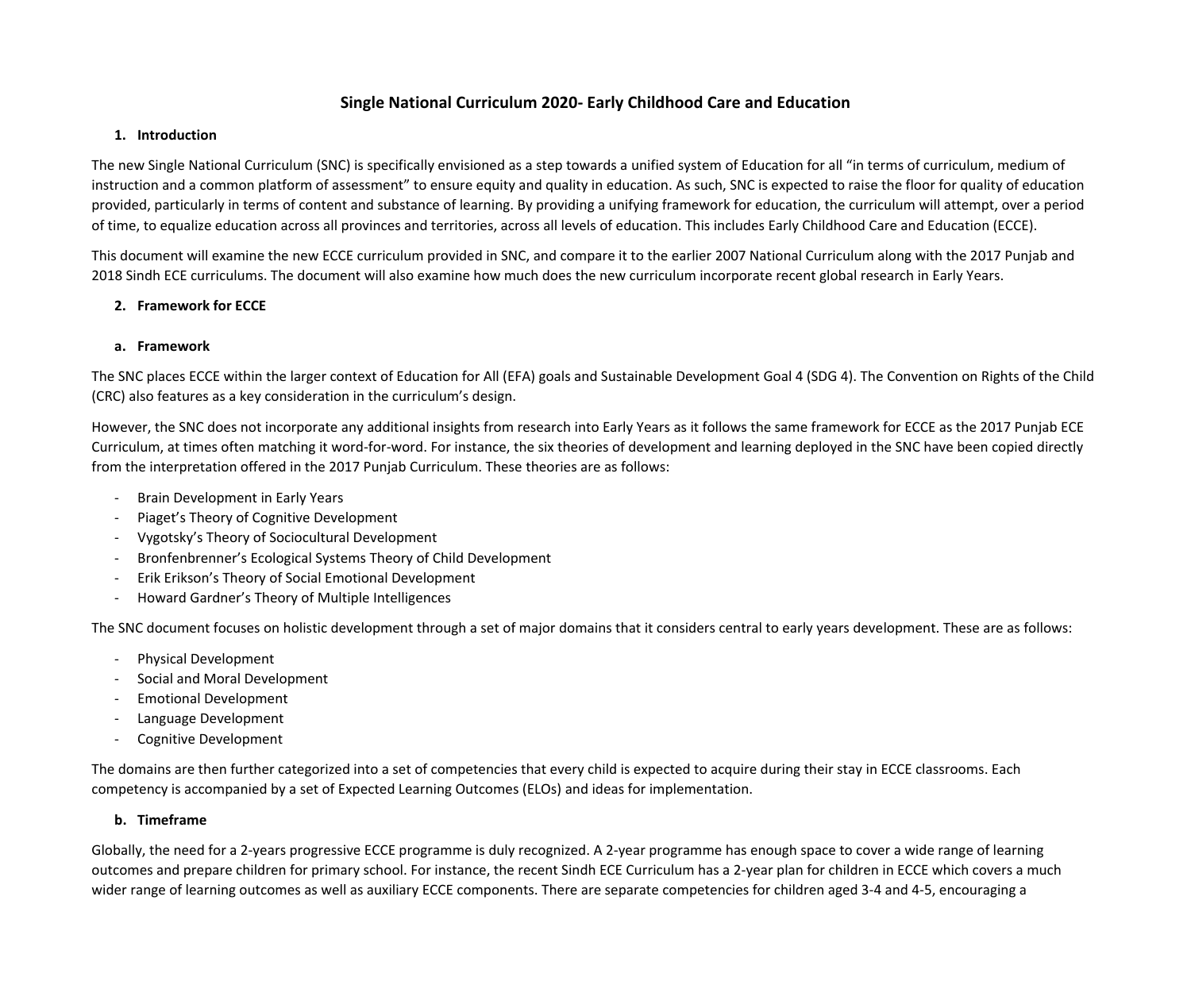# Single National Curriculum 2020- Early Childhood Care and Education

## 1. Introduction

The new Single National Curriculum (SNC) is specifically envisioned as a step towards a unified system of Education for all "in terms of curriculum, medium of instruction and a common platform of assessment" to ensure equity and quality in education. As such, SNC is expected to raise the floor for quality of education provided, particularly in terms of content and substance of learning. By providing a unifying framework for education, the curriculum will attempt, over a period of time, to equalize education across all provinces and territories, across all levels of education. This includes Early Childhood Care and Education (ECCE).

This document will examine the new ECCE curriculum provided in SNC, and compare it to the earlier 2007 National Curriculum along with the 2017 Punjab and 2018 Sindh ECE curriculums. The document will also examine how much does the new curriculum incorporate recent global research in Early Years.

## 2. Framework for ECCE

### a. Framework

The SNC places ECCE within the larger context of Education for All (EFA) goals and Sustainable Development Goal 4 (SDG 4). The Convention on Rights of the Child (CRC) also features as a key consideration in the curriculum's design.

However, the SNC does not incorporate any additional insights from research into Early Years as it follows the same framework for ECCE as the 2017 Punjab ECE Curriculum, at times often matching it word-for-word. For instance, the six theories of development and learning deployed in the SNC have been copied directly from the interpretation offered in the 2017 Punjab Curriculum. These theories are as follows:

- Brain Development in Early Years
- Piaget's Theory of Cognitive Development
- Vygotsky's Theory of Sociocultural Development
- Bronfenbrenner's Ecological Systems Theory of Child Development
- Erik Erikson's Theory of Social Emotional Development
- Howard Gardner's Theory of Multiple Intelligences

The SNC document focuses on holistic development through a set of major domains that it considers central to early years development. These are as follows:

- Physical Development
- Social and Moral Development
- Emotional Development
- Language Development
- Cognitive Development

The domains are then further categorized into a set of competencies that every child is expected to acquire during their stay in ECCE classrooms. Each competency is accompanied by a set of Expected Learning Outcomes (ELOs) and ideas for implementation.

### b. Timeframe

Globally, the need for a 2-years progressive ECCE programme is duly recognized. A 2-year programme has enough space to cover a wide range of learning outcomes and prepare children for primary school. For instance, the recent Sindh ECE Curriculum has a 2-year plan for children in ECCE which covers a much wider range of learning outcomes as well as auxiliary ECCE components. There are separate competencies for children aged 3-4 and 4-5, encouraging a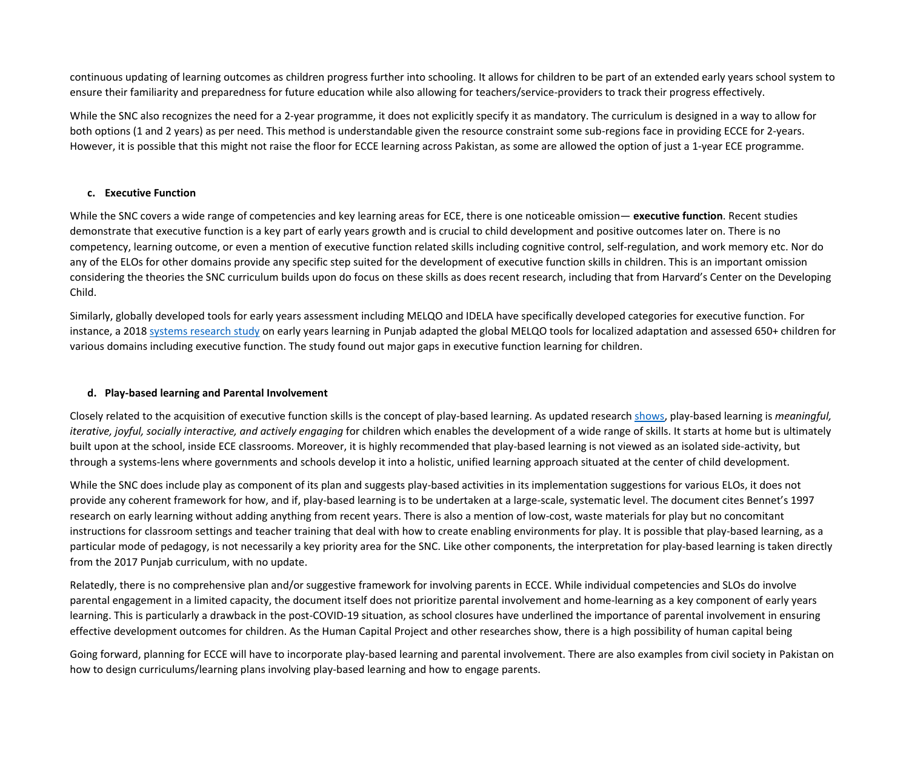continuous updating of learning outcomes as children progress further into schooling. It allows for children to be part of an extended early years school system to ensure their familiarity and preparedness for future education while also allowing for teachers/service-providers to track their progress effectively.

While the SNC also recognizes the need for a 2-year programme, it does not explicitly specify it as mandatory. The curriculum is designed in a way to allow for both options (1 and 2 years) as per need. This method is understandable given the resource constraint some sub-regions face in providing ECCE for 2-years. However, it is possible that this might not raise the floor for ECCE learning across Pakistan, as some are allowed the option of just a 1-year ECE programme.

### c. Executive Function

While the SNC covers a wide range of competencies and key learning areas for ECE, there is one noticeable omission— **executive function**. Recent studies demonstrate that executive function is a key part of early years growth and is crucial to child development and positive outcomes later on. There is no competency, learning outcome, or even a mention of executive function related skills including cognitive control, self-regulation, and work memory etc. Nor do any of the ELOs for other domains provide any specific step suited for the development of executive function skills in children. This is an important omission considering the theories the SNC curriculum builds upon do focus on these skills as does recent research, including that from Harvard's Center on the Developing Child.

Similarly, globally developed tools for early years assessment including MELQO and IDELA have specifically developed categories for executive function. For instance, a 2018 systems research study on early years learning in Punjab adapted the global MELQO tools for localized adaptation and assessed 650+ children for various domains including executive function. The study found out major gaps in executive function learning for children.

### d. Play-based learning and Parental Involvement

Closely related to the acquisition of executive function skills is the concept of play-based learning. As updated research shows, play-based learning is *meaningful, iterative, joyful, socially interactive, and actively engaging* for children which enables the development of a wide range of skills. It starts at home but is ultimately built upon at the school, inside ECE classrooms. Moreover, it is highly recommended that play-based learning is not viewed as an isolated side-activity, but through a systems-lens where governments and schools develop it into a holistic, unified learning approach situated at the center of child development.

While the SNC does include play as component of its plan and suggests play-based activities in its implementation suggestions for various ELOs, it does not provide any coherent framework for how, and if, play-based learning is to be undertaken at a large-scale, systematic level. The document cites Bennet's 1997 research on early learning without adding anything from recent years. There is also a mention of low-cost, waste materials for play but no concomitant instructions for classroom settings and teacher training that deal with how to create enabling environments for play. It is possible that play-based learning, as a particular mode of pedagogy, is not necessarily a key priority area for the SNC. Like other components, the interpretation for play-based learning is taken directly from the 2017 Punjab curriculum, with no update.

Relatedly, there is no comprehensive plan and/or suggestive framework for involving parents in ECCE. While individual competencies and SLOs do involve parental engagement in a limited capacity, the document itself does not prioritize parental involvement and home-learning as a key component of early years learning. This is particularly a drawback in the post-COVID-19 situation, as school closures have underlined the importance of parental involvement in ensuring effective development outcomes for children. As the Human Capital Project and other researches show, there is a high possibility of human capital being

Going forward, planning for ECCE will have to incorporate play-based learning and parental involvement. There are also examples from civil society in Pakistan on how to design curriculums/learning plans involving play-based learning and how to engage parents.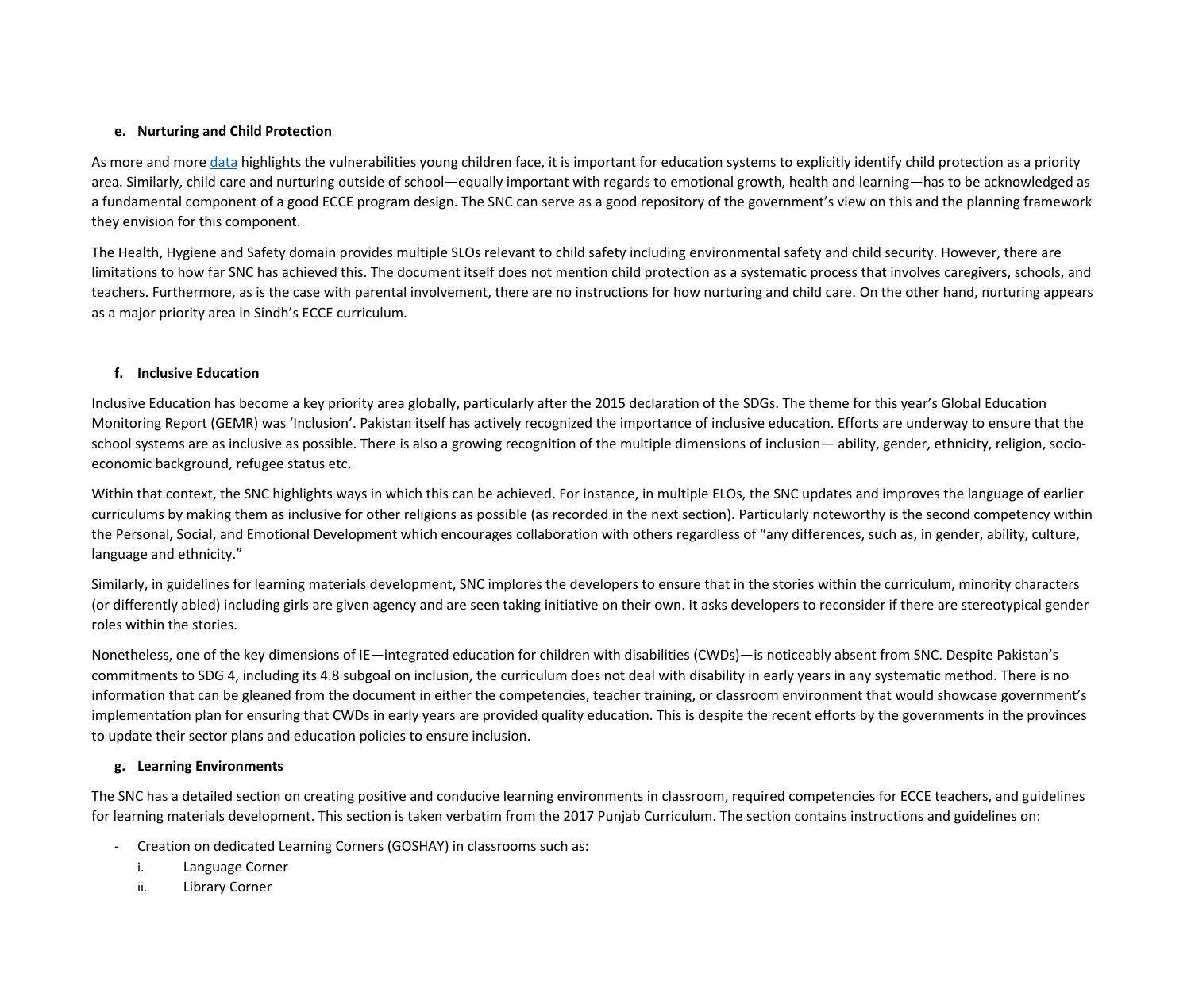**e. Nurturing and Child Protection**

As more and more data highlights the vulnerabilities young children face, it is important for education systems to explicitly identify child protection as a priority area. Similarly, child care and nurturing outside of school—equally important with regards to emotional growth, health and learning—has to be acknowledged as a fundamental component of a good ECCE program design. The SNC can serve as a good repository of the government's view on this and the planning framework they envision for this component.

The Health, Hygiene and Safety domain provides multiple SLOs relevant to child safety including environmental safety and child security. However, there are limitations to how far SNC has achieved this. The document itself does not mention child protection as a systematic process that involves caregivers, schools, and teachers. Furthermore, as is the case with parental involvement, there are no instructions for how nurturing and child care. On the other hand, nurturing appears as a major priority area in Sindh's ECCE curriculum.

**f. Inclusive Education**

Inclusive Education has become a key priority area globally, particularly after the 2015 declaration of the SDGs. The theme for this year's Global Education Monitoring Report (GEMR) was 'Inclusion'. Pakistan itself has actively recognized the importance of inclusive education. Efforts are underway to ensure that the school systems are as inclusive as possible. There is also a growing recognition of the multiple dimensions of inclusion— ability, gender, ethnicity, religion, socio-economic background, refugee status etc.

Within that context, the SNC highlights ways in which this can be achieved. For instance, in multiple ELOs, the SNC updates and improves the language of earlier curriculums by making them as inclusive for other religions as possible (as recorded in the next section). Particularly noteworthy is the second competency within the Personal, Social, and Emotional Development which encourages collaboration with others regardless of "any differences, such as, in gender, ability, culture, language and ethnicity."

Similarly, in guidelines for learning materials development, SNC implores the developers to ensure that in the stories within the curriculum, minority characters (or differently abled) including girls are given agency and are seen taking initiative on their own. It asks developers to reconsider if there are stereotypical gender roles within the stories.

Nonetheless, one of the key dimensions of IE—integrated education for children with disabilities (CWDs)—is noticeably absent from SNC. Despite Pakistan's commitments to SDG 4, including its 4.8 subgoal on inclusion, the curriculum does not deal with disability in early years in any systematic method. There is no information that can be gleaned from the document in either the competencies, teacher training, or classroom environment that would showcase government's implementation plan for ensuring that CWDs in early years are provided quality education. This is despite the recent efforts by the governments in the provinces to update their sector plans and education policies to ensure inclusion.

**g. Learning Environments**

The SNC has a detailed section on creating positive and conducive learning environments in classroom, required competencies for ECCE teachers, and guidelines for learning materials development. This section is taken verbatim from the 2017 Punjab Curriculum. The section contains instructions and guidelines on:

- Creation on dedicated Learning Corners (GOSHAY) in classrooms such as:
  - i. Language Corner
  - ii. Library Corner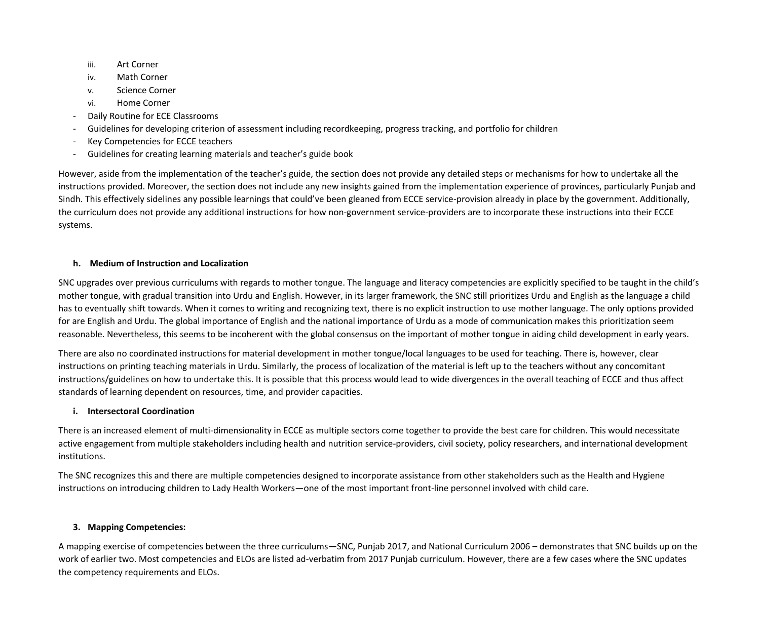iii. Art Corner
iv. Math Corner
v. Science Corner
vi. Home Corner

- Daily Routine for ECE Classrooms
- Guidelines for developing criterion of assessment including recordkeeping, progress tracking, and portfolio for children
- Key Competencies for ECCE teachers
- Guidelines for creating learning materials and teacher's guide book

However, aside from the implementation of the teacher's guide, the section does not provide any detailed steps or mechanisms for how to undertake all the instructions provided. Moreover, the section does not include any new insights gained from the implementation experience of provinces, particularly Punjab and Sindh. This effectively sidelines any possible learnings that could've been gleaned from ECCE service-provision already in place by the government. Additionally, the curriculum does not provide any additional instructions for how non-government service-providers are to incorporate these instructions into their ECCE systems.

### h. Medium of Instruction and Localization

SNC upgrades over previous curriculums with regards to mother tongue. The language and literacy competencies are explicitly specified to be taught in the child's mother tongue, with gradual transition into Urdu and English. However, in its larger framework, the SNC still prioritizes Urdu and English as the language a child has to eventually shift towards. When it comes to writing and recognizing text, there is no explicit instruction to use mother language. The only options provided for are English and Urdu. The global importance of English and the national importance of Urdu as a mode of communication makes this prioritization seem reasonable. Nevertheless, this seems to be incoherent with the global consensus on the important of mother tongue in aiding child development in early years.

There are also no coordinated instructions for material development in mother tongue/local languages to be used for teaching. There is, however, clear instructions on printing teaching materials in Urdu. Similarly, the process of localization of the material is left up to the teachers without any concomitant instructions/guidelines on how to undertake this. It is possible that this process would lead to wide divergences in the overall teaching of ECCE and thus affect standards of learning dependent on resources, time, and provider capacities.

### i. Intersectoral Coordination

There is an increased element of multi-dimensionality in ECCE as multiple sectors come together to provide the best care for children. This would necessitate active engagement from multiple stakeholders including health and nutrition service-providers, civil society, policy researchers, and international development institutions.

The SNC recognizes this and there are multiple competencies designed to incorporate assistance from other stakeholders such as the Health and Hygiene instructions on introducing children to Lady Health Workers—one of the most important front-line personnel involved with child care.

## 3. Mapping Competencies:

A mapping exercise of competencies between the three curriculums—SNC, Punjab 2017, and National Curriculum 2006 – demonstrates that SNC builds up on the work of earlier two. Most competencies and ELOs are listed ad-verbatim from 2017 Punjab curriculum. However, there are a few cases where the SNC updates the competency requirements and ELOs.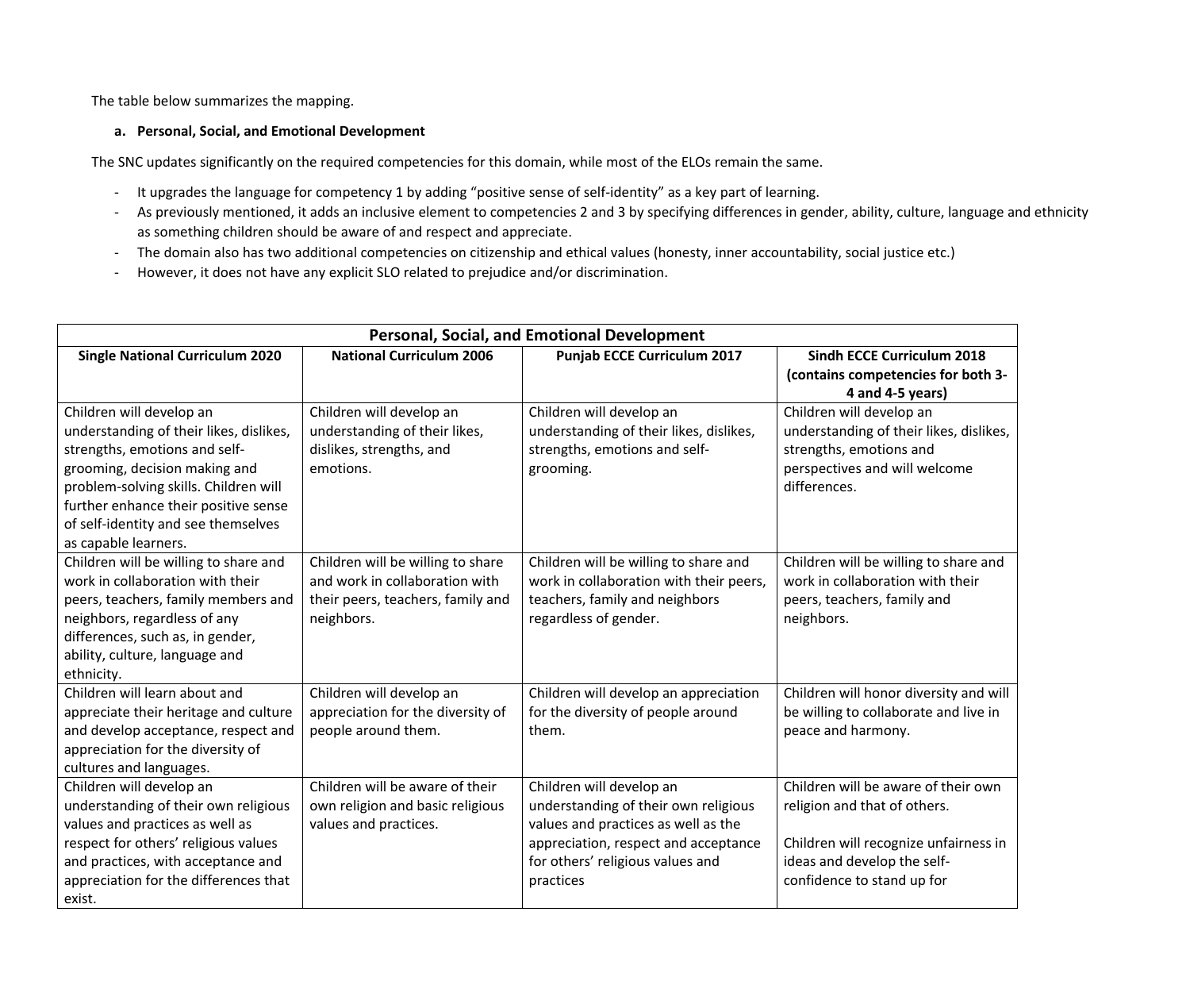The table below summarizes the mapping.

**a. Personal, Social, and Emotional Development**

The SNC updates significantly on the required competencies for this domain, while most of the ELOs remain the same.

- It upgrades the language for competency 1 by adding "positive sense of self-identity" as a key part of learning.
- As previously mentioned, it adds an inclusive element to competencies 2 and 3 by specifying differences in gender, ability, culture, language and ethnicity as something children should be aware of and respect and appreciate.
- The domain also has two additional competencies on citizenship and ethical values (honesty, inner accountability, social justice etc.)
- However, it does not have any explicit SLO related to prejudice and/or discrimination.

| Personal, Social, and Emotional Development | | | |
|---|---|---|---|
| **Single National Curriculum 2020** | **National Curriculum 2006** | **Punjab ECCE Curriculum 2017** | **Sindh ECCE Curriculum 2018 (contains competencies for both 3-4 and 4-5 years)** |
| Children will develop an understanding of their likes, dislikes, strengths, emotions and self-grooming, decision making and problem-solving skills. Children will further enhance their positive sense of self-identity and see themselves as capable learners. | Children will develop an understanding of their likes, dislikes, strengths, and emotions. | Children will develop an understanding of their likes, dislikes, strengths, emotions and self-grooming. | Children will develop an understanding of their likes, dislikes, strengths, emotions and perspectives and will welcome differences. |
| Children will be willing to share and work in collaboration with their peers, teachers, family members and neighbors, regardless of any differences, such as, in gender, ability, culture, language and ethnicity. | Children will be willing to share and work in collaboration with their peers, teachers, family and neighbors. | Children will be willing to share and work in collaboration with their peers, teachers, family and neighbors regardless of gender. | Children will be willing to share and work in collaboration with their peers, teachers, family and neighbors. |
| Children will learn about and appreciate their heritage and culture and develop acceptance, respect and appreciation for the diversity of cultures and languages. | Children will develop an appreciation for the diversity of people around them. | Children will develop an appreciation for the diversity of people around them. | Children will honor diversity and will be willing to collaborate and live in peace and harmony. |
| Children will develop an understanding of their own religious values and practices as well as respect for others' religious values and practices, with acceptance and appreciation for the differences that exist. | Children will be aware of their own religion and basic religious values and practices. | Children will develop an understanding of their own religious values and practices as well as the appreciation, respect and acceptance for others' religious values and practices | Children will be aware of their own religion and that of others.<br><br>Children will recognize unfairness in ideas and develop the self-confidence to stand up for |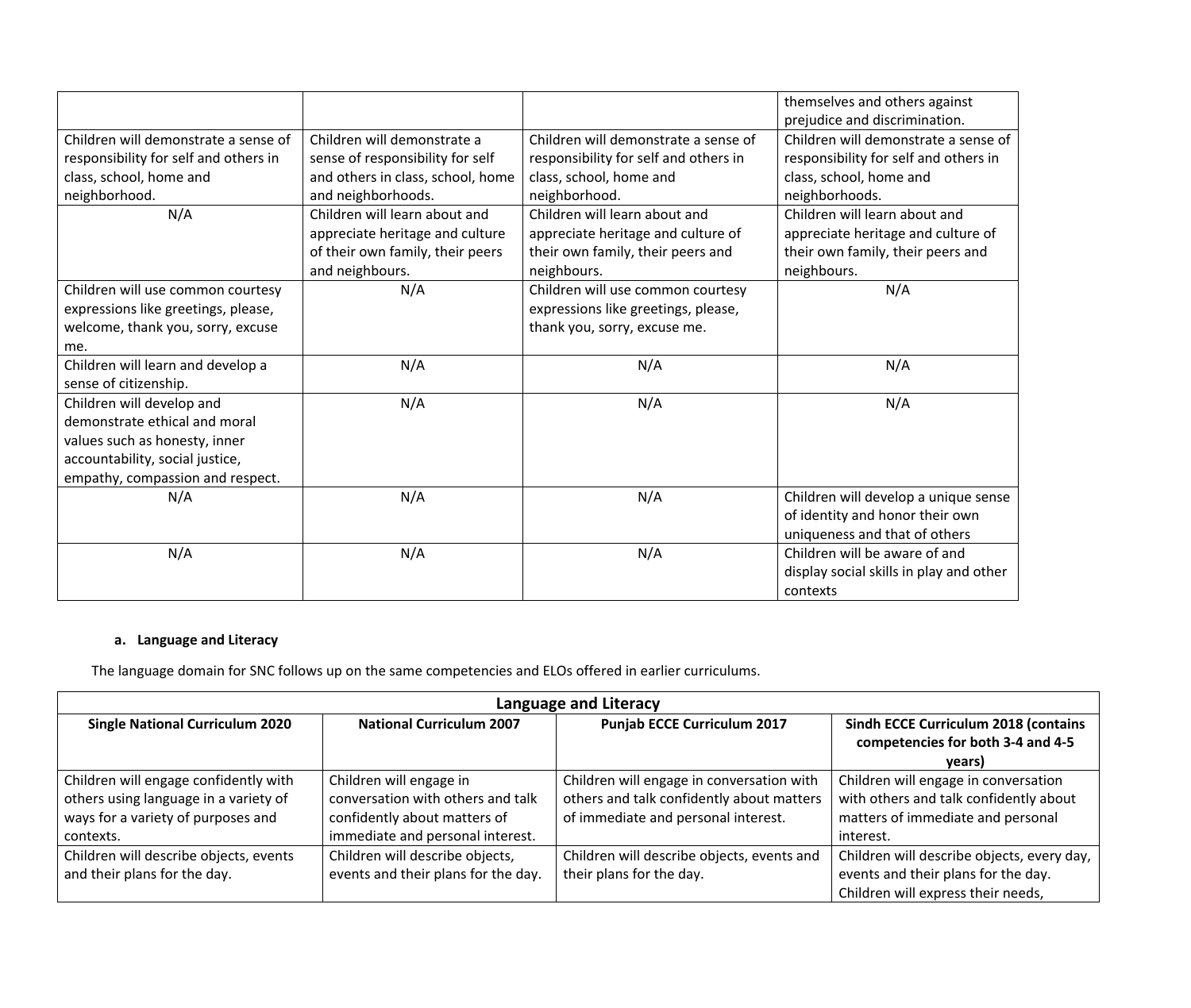| | | | |
|---|---|---|---|
| | | | themselves and others against prejudice and discrimination. |
| Children will demonstrate a sense of responsibility for self and others in class, school, home and neighborhood. | Children will demonstrate a sense of responsibility for self and others in class, school, home and neighborhoods. | Children will demonstrate a sense of responsibility for self and others in class, school, home and neighborhood. | Children will demonstrate a sense of responsibility for self and others in class, school, home and neighborhoods. |
| N/A | Children will learn about and appreciate heritage and culture of their own family, their peers and neighbours. | Children will learn about and appreciate heritage and culture of their own family, their peers and neighbours. | Children will learn about and appreciate heritage and culture of their own family, their peers and neighbours. |
| Children will use common courtesy expressions like greetings, please, welcome, thank you, sorry, excuse me. | N/A | Children will use common courtesy expressions like greetings, please, thank you, sorry, excuse me. | N/A |
| Children will learn and develop a sense of citizenship. | N/A | N/A | N/A |
| Children will develop and demonstrate ethical and moral values such as honesty, inner accountability, social justice, empathy, compassion and respect. | N/A | N/A | N/A |
| N/A | N/A | N/A | Children will develop a unique sense of identity and honor their own uniqueness and that of others |
| N/A | N/A | N/A | Children will be aware of and display social skills in play and other contexts |

**a. Language and Literacy**

The language domain for SNC follows up on the same competencies and ELOs offered in earlier curriculums.

| Language and Literacy | | | |
|---|---|---|---|
| **Single National Curriculum 2020** | **National Curriculum 2007** | **Punjab ECCE Curriculum 2017** | **Sindh ECCE Curriculum 2018 (contains competencies for both 3-4 and 4-5 years)** |
| Children will engage confidently with others using language in a variety of ways for a variety of purposes and contexts. | Children will engage in conversation with others and talk confidently about matters of immediate and personal interest. | Children will engage in conversation with others and talk confidently about matters of immediate and personal interest. | Children will engage in conversation with others and talk confidently about matters of immediate and personal interest. |
| Children will describe objects, events and their plans for the day. | Children will describe objects, events and their plans for the day. | Children will describe objects, events and their plans for the day. | Children will describe objects, every day, events and their plans for the day. Children will express their needs, |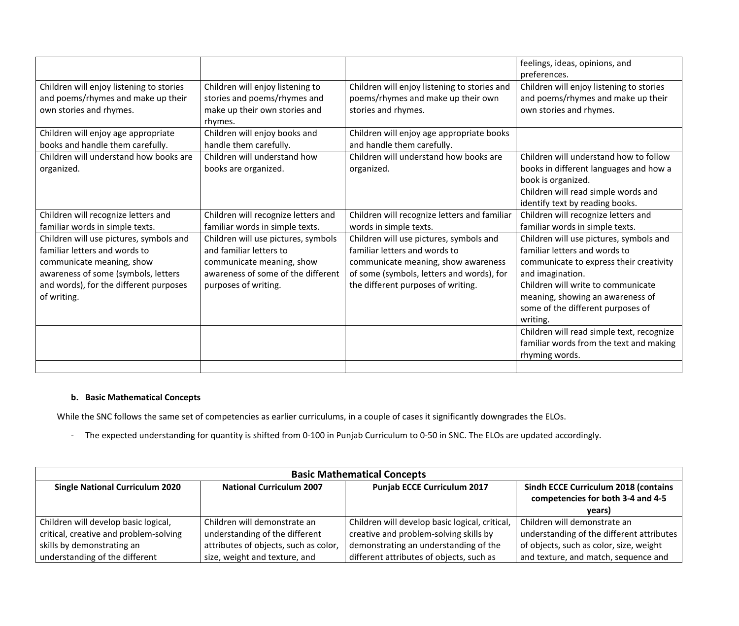| | | | |
|---|---|---|---|
| | | | feelings, ideas, opinions, and preferences. |
| Children will enjoy listening to stories and poems/rhymes and make up their own stories and rhymes. | Children will enjoy listening to stories and poems/rhymes and make up their own stories and rhymes. | Children will enjoy listening to stories and poems/rhymes and make up their own stories and rhymes. | Children will enjoy listening to stories and poems/rhymes and make up their own stories and rhymes. |
| Children will enjoy age appropriate books and handle them carefully. | Children will enjoy books and handle them carefully. | Children will enjoy age appropriate books and handle them carefully. | |
| Children will understand how books are organized. | Children will understand how books are organized. | Children will understand how books are organized. | Children will understand how to follow books in different languages and how a book is organized. Children will read simple words and identify text by reading books. |
| Children will recognize letters and familiar words in simple texts. | Children will recognize letters and familiar words in simple texts. | Children will recognize letters and familiar words in simple texts. | Children will recognize letters and familiar words in simple texts. |
| Children will use pictures, symbols and familiar letters and words to communicate meaning, show awareness of some (symbols, letters and words), for the different purposes of writing. | Children will use pictures, symbols and familiar letters to communicate meaning, show awareness of some of the different purposes of writing. | Children will use pictures, symbols and familiar letters and words to communicate meaning, show awareness of some (symbols, letters and words), for the different purposes of writing. | Children will use pictures, symbols and familiar letters and words to communicate to express their creativity and imagination. Children will write to communicate meaning, showing an awareness of some of the different purposes of writing. |
| | | | Children will read simple text, recognize familiar words from the text and making rhyming words. |
| | | | |

**b. Basic Mathematical Concepts**

While the SNC follows the same set of competencies as earlier curriculums, in a couple of cases it significantly downgrades the ELOs.

- The expected understanding for quantity is shifted from 0-100 in Punjab Curriculum to 0-50 in SNC. The ELOs are updated accordingly.

| Basic Mathematical Concepts | | | |
|---|---|---|---|
| **Single National Curriculum 2020** | **National Curriculum 2007** | **Punjab ECCE Curriculum 2017** | **Sindh ECCE Curriculum 2018 (contains competencies for both 3-4 and 4-5 years)** |
| Children will develop basic logical, critical, creative and problem-solving skills by demonstrating an understanding of the different | Children will demonstrate an understanding of the different attributes of objects, such as color, size, weight and texture, and | Children will develop basic logical, critical, creative and problem-solving skills by demonstrating an understanding of the different attributes of objects, such as | Children will demonstrate an understanding of the different attributes of objects, such as color, size, weight and texture, and match, sequence and |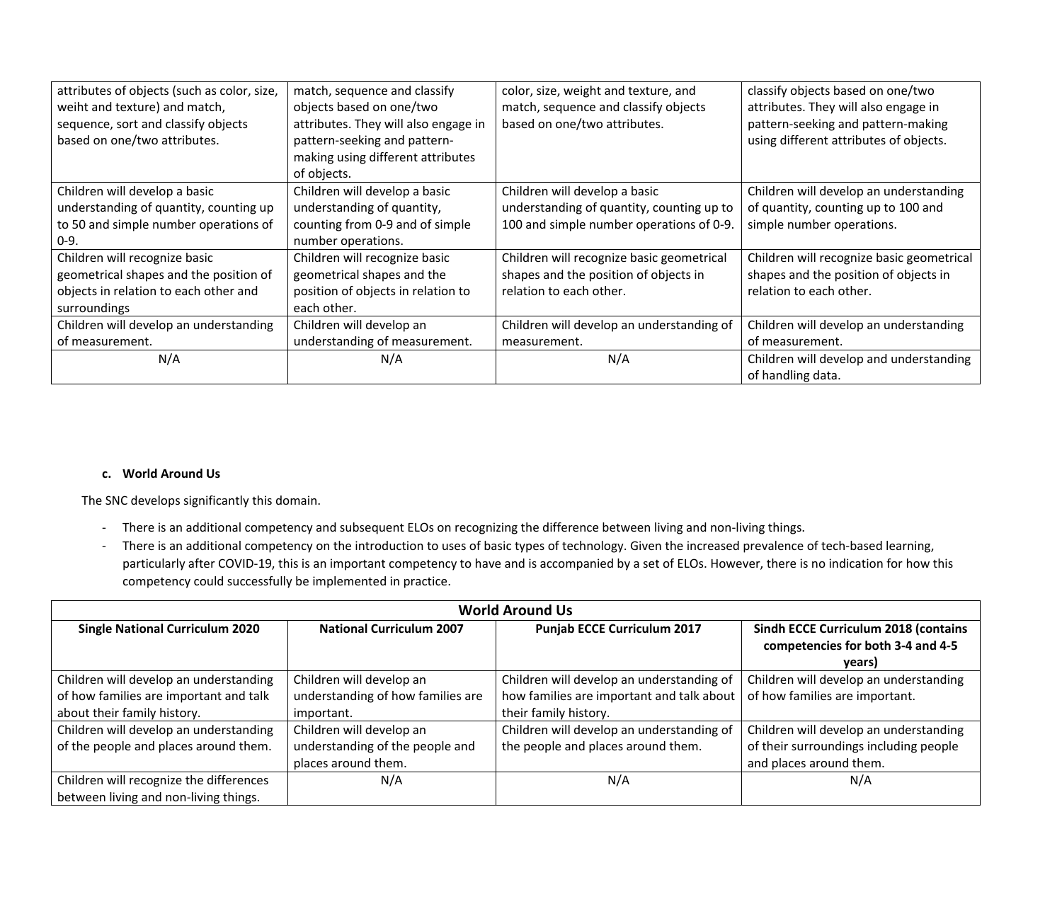| | | | |
|---|---|---|---|
| attributes of objects (such as color, size, weiht and texture) and match, sequence, sort and classify objects based on one/two attributes. | match, sequence and classify objects based on one/two attributes. They will also engage in pattern-seeking and pattern-making using different attributes of objects. | color, size, weight and texture, and match, sequence and classify objects based on one/two attributes. | classify objects based on one/two attributes. They will also engage in pattern-seeking and pattern-making using different attributes of objects. |
| Children will develop a basic understanding of quantity, counting up to 50 and simple number operations of 0-9. | Children will develop a basic understanding of quantity, counting from 0-9 and of simple number operations. | Children will develop a basic understanding of quantity, counting up to 100 and simple number operations of 0-9. | Children will develop an understanding of quantity, counting up to 100 and simple number operations. |
| Children will recognize basic geometrical shapes and the position of objects in relation to each other and surroundings | Children will recognize basic geometrical shapes and the position of objects in relation to each other. | Children will recognize basic geometrical shapes and the position of objects in relation to each other. | Children will recognize basic geometrical shapes and the position of objects in relation to each other. |
| Children will develop an understanding of measurement. | Children will develop an understanding of measurement. | Children will develop an understanding of measurement. | Children will develop an understanding of measurement. |
| N/A | N/A | N/A | Children will develop and understanding of handling data. |

**c. World Around Us**

The SNC develops significantly this domain.

- There is an additional competency and subsequent ELOs on recognizing the difference between living and non-living things.
- There is an additional competency on the introduction to uses of basic types of technology. Given the increased prevalence of tech-based learning, particularly after COVID-19, this is an important competency to have and is accompanied by a set of ELOs. However, there is no indication for how this competency could successfully be implemented in practice.

| World Around Us | | | |
|---|---|---|---|
| **Single National Curriculum 2020** | **National Curriculum 2007** | **Punjab ECCE Curriculum 2017** | **Sindh ECCE Curriculum 2018 (contains competencies for both 3-4 and 4-5 years)** |
| Children will develop an understanding of how families are important and talk about their family history. | Children will develop an understanding of how families are important. | Children will develop an understanding of how families are important and talk about their family history. | Children will develop an understanding of how families are important. |
| Children will develop an understanding of the people and places around them. | Children will develop an understanding of the people and places around them. | Children will develop an understanding of the people and places around them. | Children will develop an understanding of their surroundings including people and places around them. |
| Children will recognize the differences between living and non-living things. | N/A | N/A | N/A |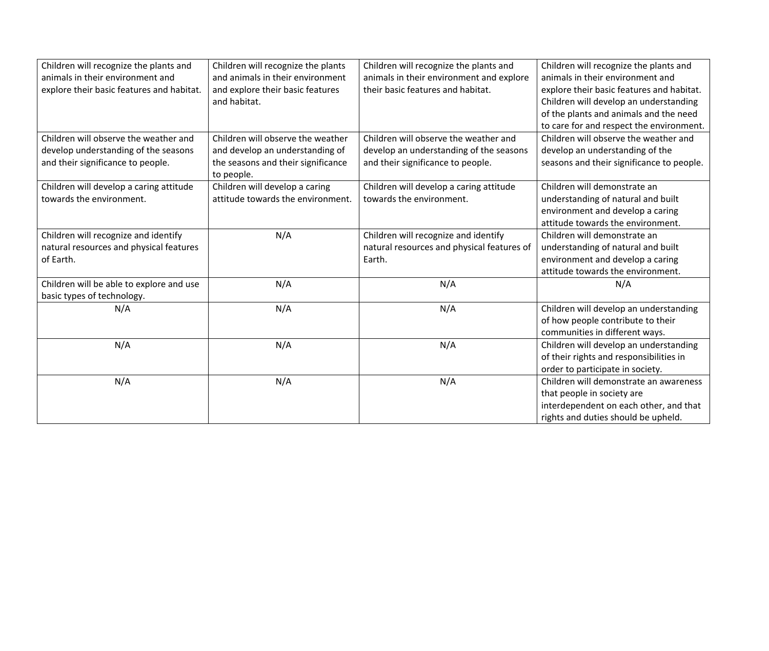| | | | |
|---|---|---|---|
| Children will recognize the plants and animals in their environment and explore their basic features and habitat. | Children will recognize the plants and animals in their environment and explore their basic features and habitat. | Children will recognize the plants and animals in their environment and explore their basic features and habitat. | Children will recognize the plants and animals in their environment and explore their basic features and habitat. Children will develop an understanding of the plants and animals and the need to care for and respect the environment. |
| Children will observe the weather and develop understanding of the seasons and their significance to people. | Children will observe the weather and develop an understanding of the seasons and their significance to people. | Children will observe the weather and develop an understanding of the seasons and their significance to people. | Children will observe the weather and develop an understanding of the seasons and their significance to people. |
| Children will develop a caring attitude towards the environment. | Children will develop a caring attitude towards the environment. | Children will develop a caring attitude towards the environment. | Children will demonstrate an understanding of natural and built environment and develop a caring attitude towards the environment. |
| Children will recognize and identify natural resources and physical features of Earth. | N/A | Children will recognize and identify natural resources and physical features of Earth. | Children will demonstrate an understanding of natural and built environment and develop a caring attitude towards the environment. |
| Children will be able to explore and use basic types of technology. | N/A | N/A | N/A |
| N/A | N/A | N/A | Children will develop an understanding of how people contribute to their communities in different ways. |
| N/A | N/A | N/A | Children will develop an understanding of their rights and responsibilities in order to participate in society. |
| N/A | N/A | N/A | Children will demonstrate an awareness that people in society are interdependent on each other, and that rights and duties should be upheld. |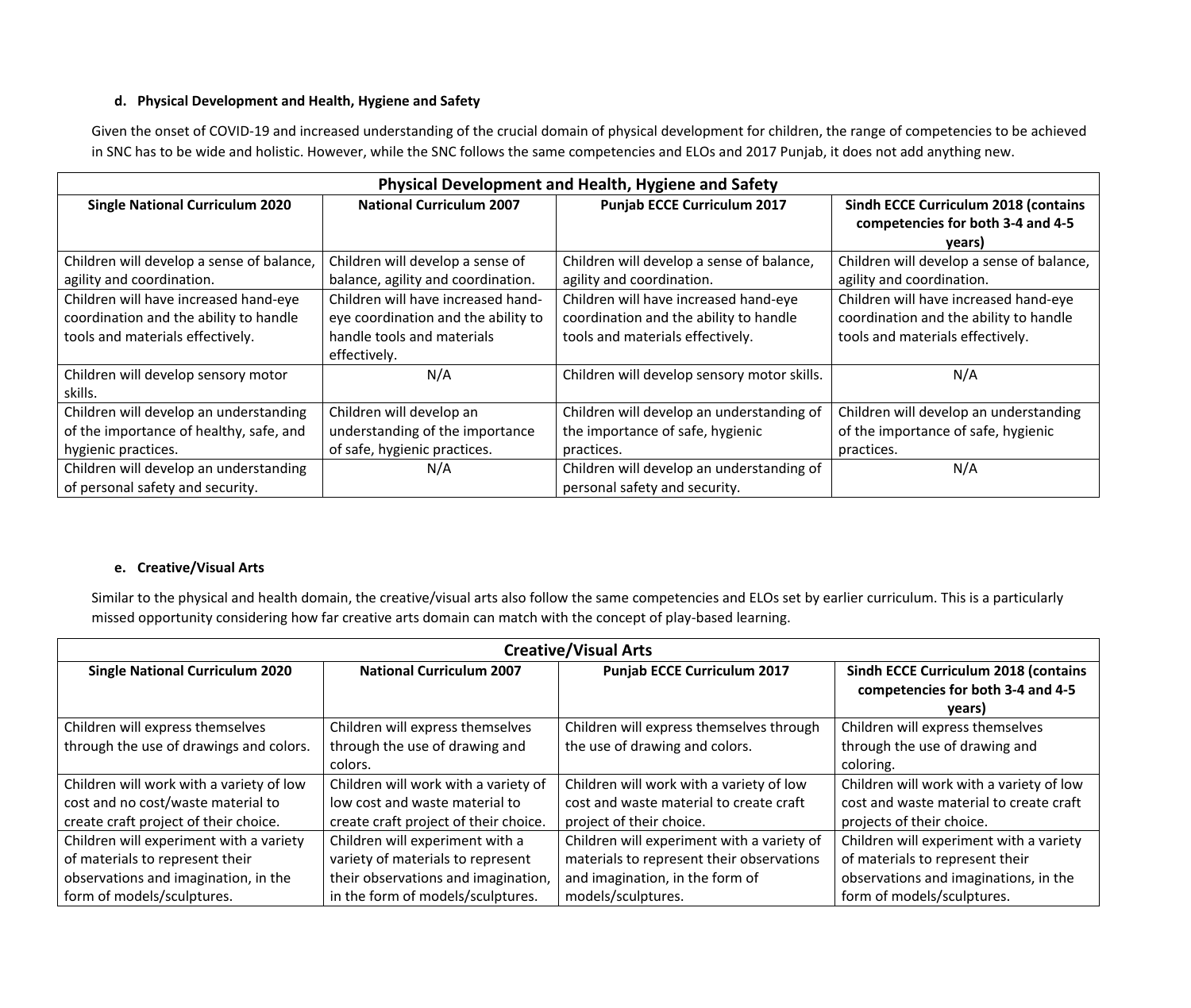#### d. Physical Development and Health, Hygiene and Safety

Given the onset of COVID-19 and increased understanding of the crucial domain of physical development for children, the range of competencies to be achieved in SNC has to be wide and holistic. However, while the SNC follows the same competencies and ELOs and 2017 Punjab, it does not add anything new.

| Physical Development and Health, Hygiene and Safety | | | |
|---|---|---|---|
| **Single National Curriculum 2020** | **National Curriculum 2007** | **Punjab ECCE Curriculum 2017** | **Sindh ECCE Curriculum 2018 (contains competencies for both 3-4 and 4-5 years)** |
| Children will develop a sense of balance, agility and coordination. | Children will develop a sense of balance, agility and coordination. | Children will develop a sense of balance, agility and coordination. | Children will develop a sense of balance, agility and coordination. |
| Children will have increased hand-eye coordination and the ability to handle tools and materials effectively. | Children will have increased hand-eye coordination and the ability to handle tools and materials effectively. | Children will have increased hand-eye coordination and the ability to handle tools and materials effectively. | Children will have increased hand-eye coordination and the ability to handle tools and materials effectively. |
| Children will develop sensory motor skills. | N/A | Children will develop sensory motor skills. | N/A |
| Children will develop an understanding of the importance of healthy, safe, and hygienic practices. | Children will develop an understanding of the importance of safe, hygienic practices. | Children will develop an understanding of the importance of safe, hygienic practices. | Children will develop an understanding of the importance of safe, hygienic practices. |
| Children will develop an understanding of personal safety and security. | N/A | Children will develop an understanding of personal safety and security. | N/A |

#### e. Creative/Visual Arts

Similar to the physical and health domain, the creative/visual arts also follow the same competencies and ELOs set by earlier curriculum. This is a particularly missed opportunity considering how far creative arts domain can match with the concept of play-based learning.

| Creative/Visual Arts | | | |
|---|---|---|---|
| **Single National Curriculum 2020** | **National Curriculum 2007** | **Punjab ECCE Curriculum 2017** | **Sindh ECCE Curriculum 2018 (contains competencies for both 3-4 and 4-5 years)** |
| Children will express themselves through the use of drawings and colors. | Children will express themselves through the use of drawing and colors. | Children will express themselves through the use of drawing and colors. | Children will express themselves through the use of drawing and coloring. |
| Children will work with a variety of low cost and no cost/waste material to create craft project of their choice. | Children will work with a variety of low cost and waste material to create craft project of their choice. | Children will work with a variety of low cost and waste material to create craft project of their choice. | Children will work with a variety of low cost and waste material to create craft projects of their choice. |
| Children will experiment with a variety of materials to represent their observations and imagination, in the form of models/sculptures. | Children will experiment with a variety of materials to represent their observations and imagination, in the form of models/sculptures. | Children will experiment with a variety of materials to represent their observations and imagination, in the form of models/sculptures. | Children will experiment with a variety of materials to represent their observations and imaginations, in the form of models/sculptures. |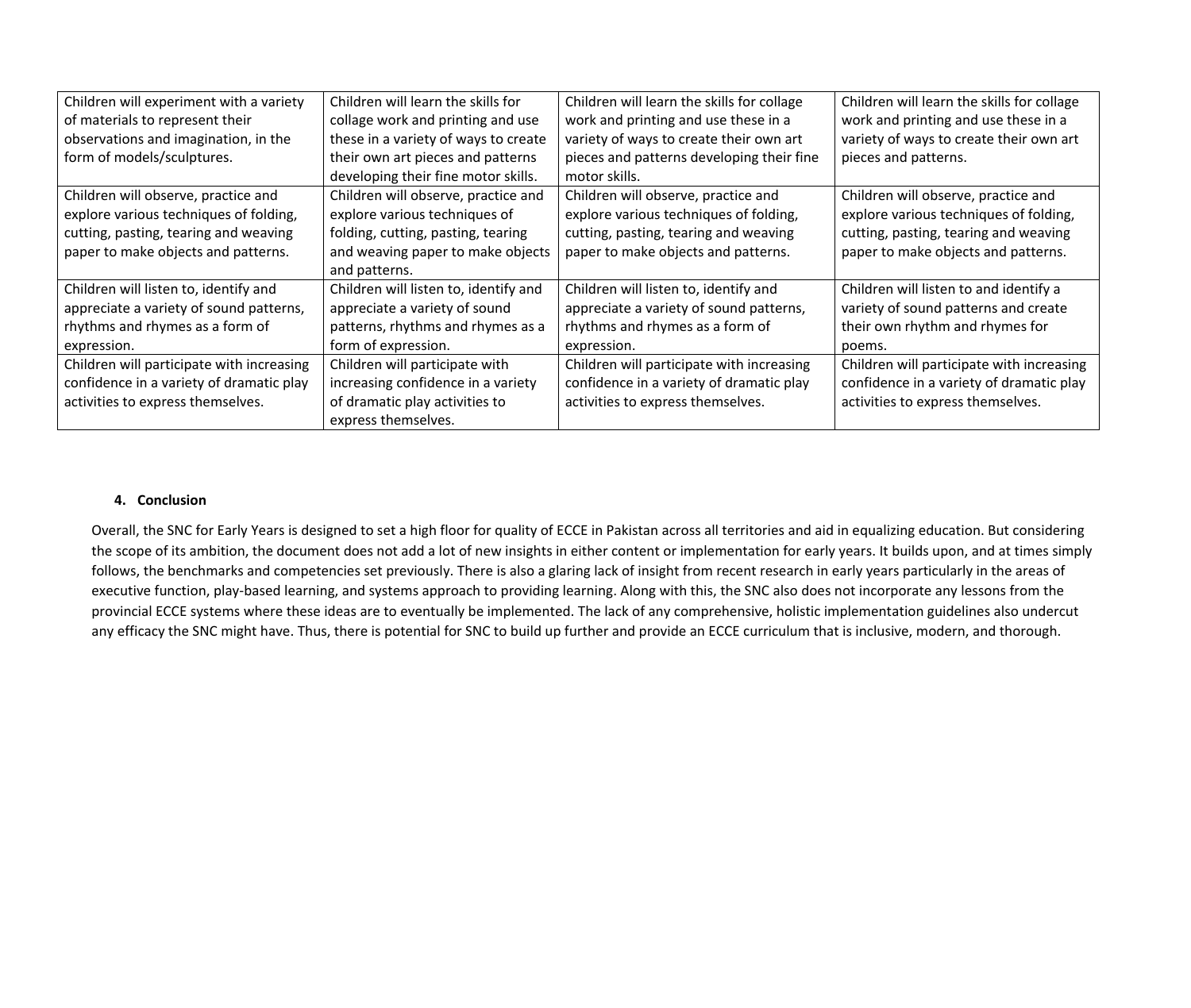| | | | |
|---|---|---|---|
| Children will experiment with a variety of materials to represent their observations and imagination, in the form of models/sculptures. | Children will learn the skills for collage work and printing and use these in a variety of ways to create their own art pieces and patterns developing their fine motor skills. | Children will learn the skills for collage work and printing and use these in a variety of ways to create their own art pieces and patterns developing their fine motor skills. | Children will learn the skills for collage work and printing and use these in a variety of ways to create their own art pieces and patterns. |
| Children will observe, practice and explore various techniques of folding, cutting, pasting, tearing and weaving paper to make objects and patterns. | Children will observe, practice and explore various techniques of folding, cutting, pasting, tearing and weaving paper to make objects and patterns. | Children will observe, practice and explore various techniques of folding, cutting, pasting, tearing and weaving paper to make objects and patterns. | Children will observe, practice and explore various techniques of folding, cutting, pasting, tearing and weaving paper to make objects and patterns. |
| Children will listen to, identify and appreciate a variety of sound patterns, rhythms and rhymes as a form of expression. | Children will listen to, identify and appreciate a variety of sound patterns, rhythms and rhymes as a form of expression. | Children will listen to, identify and appreciate a variety of sound patterns, rhythms and rhymes as a form of expression. | Children will listen to and identify a variety of sound patterns and create their own rhythm and rhymes for poems. |
| Children will participate with increasing confidence in a variety of dramatic play activities to express themselves. | Children will participate with increasing confidence in a variety of dramatic play activities to express themselves. | Children will participate with increasing confidence in a variety of dramatic play activities to express themselves. | Children will participate with increasing confidence in a variety of dramatic play activities to express themselves. |

### 4. Conclusion

Overall, the SNC for Early Years is designed to set a high floor for quality of ECCE in Pakistan across all territories and aid in equalizing education. But considering the scope of its ambition, the document does not add a lot of new insights in either content or implementation for early years. It builds upon, and at times simply follows, the benchmarks and competencies set previously. There is also a glaring lack of insight from recent research in early years particularly in the areas of executive function, play-based learning, and systems approach to providing learning. Along with this, the SNC also does not incorporate any lessons from the provincial ECCE systems where these ideas are to eventually be implemented. The lack of any comprehensive, holistic implementation guidelines also undercut any efficacy the SNC might have. Thus, there is potential for SNC to build up further and provide an ECCE curriculum that is inclusive, modern, and thorough.